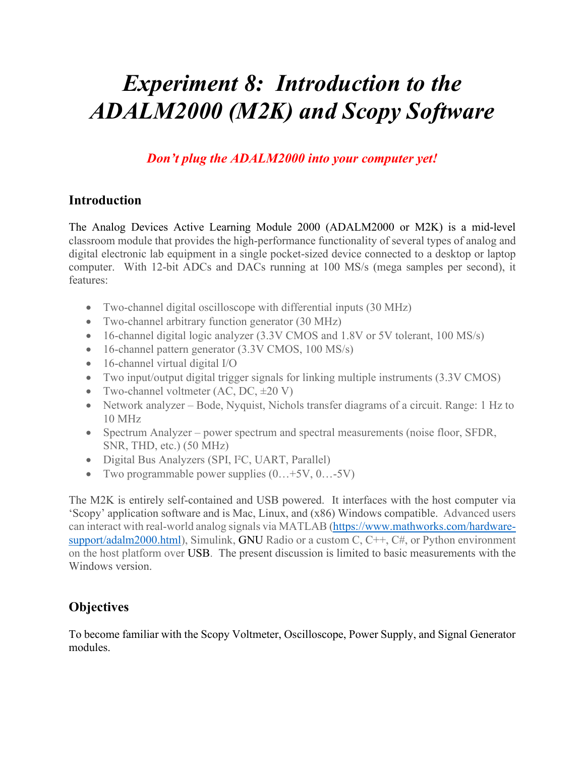# *Experiment 8: Introduction to the ADALM2000 (M2K) and Scopy Software*

***Don't plug the ADALM2000 into your computer yet!***

## Introduction

The Analog Devices Active Learning Module 2000 (ADALM2000 or M2K) is a mid-level classroom module that provides the high-performance functionality of several types of analog and digital electronic lab equipment in a single pocket-sized device connected to a desktop or laptop computer. With 12-bit ADCs and DACs running at 100 MS/s (mega samples per second), it features:

- Two-channel digital oscilloscope with differential inputs (30 MHz)
- Two-channel arbitrary function generator (30 MHz)
- 16-channel digital logic analyzer (3.3V CMOS and 1.8V or 5V tolerant, 100 MS/s)
- 16-channel pattern generator (3.3V CMOS, 100 MS/s)
- 16-channel virtual digital I/O
- Two input/output digital trigger signals for linking multiple instruments (3.3V CMOS)
- Two-channel voltmeter (AC, DC, ±20 V)
- Network analyzer – Bode, Nyquist, Nichols transfer diagrams of a circuit. Range: 1 Hz to 10 MHz
- Spectrum Analyzer – power spectrum and spectral measurements (noise floor, SFDR, SNR, THD, etc.) (50 MHz)
- Digital Bus Analyzers (SPI, I²C, UART, Parallel)
- Two programmable power supplies (0…+5V, 0…-5V)

The M2K is entirely self-contained and USB powered. It interfaces with the host computer via 'Scopy' application software and is Mac, Linux, and (x86) Windows compatible. Advanced users can interact with real-world analog signals via MATLAB (https://www.mathworks.com/hardware-support/adalm2000.html), Simulink, GNU Radio or a custom C, C++, C#, or Python environment on the host platform over USB. The present discussion is limited to basic measurements with the Windows version.

## Objectives

To become familiar with the Scopy Voltmeter, Oscilloscope, Power Supply, and Signal Generator modules.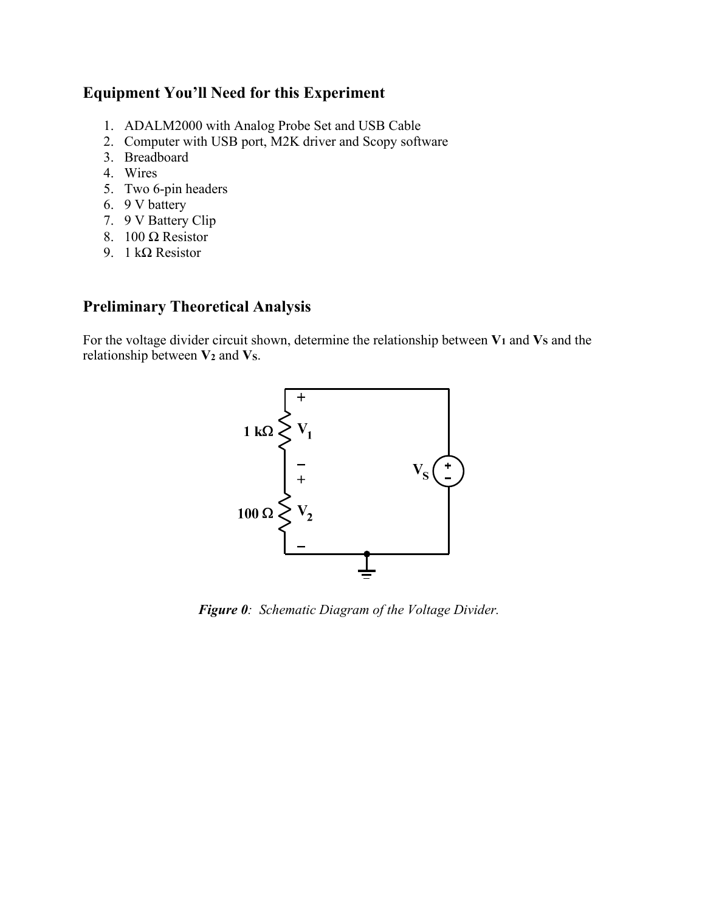## Equipment You'll Need for this Experiment

1. ADALM2000 with Analog Probe Set and USB Cable
2. Computer with USB port, M2K driver and Scopy software
3. Breadboard
4. Wires
5. Two 6-pin headers
6. 9 V battery
7. 9 V Battery Clip
8. 100 Ω Resistor
9. 1 kΩ Resistor

## Preliminary Theoretical Analysis

For the voltage divider circuit shown, determine the relationship between $\mathbf{V_1}$ and $\mathbf{V_S}$ and the relationship between $\mathbf{V_2}$ and $\mathbf{V_S}$.

***Figure 0**: Schematic Diagram of the Voltage Divider.*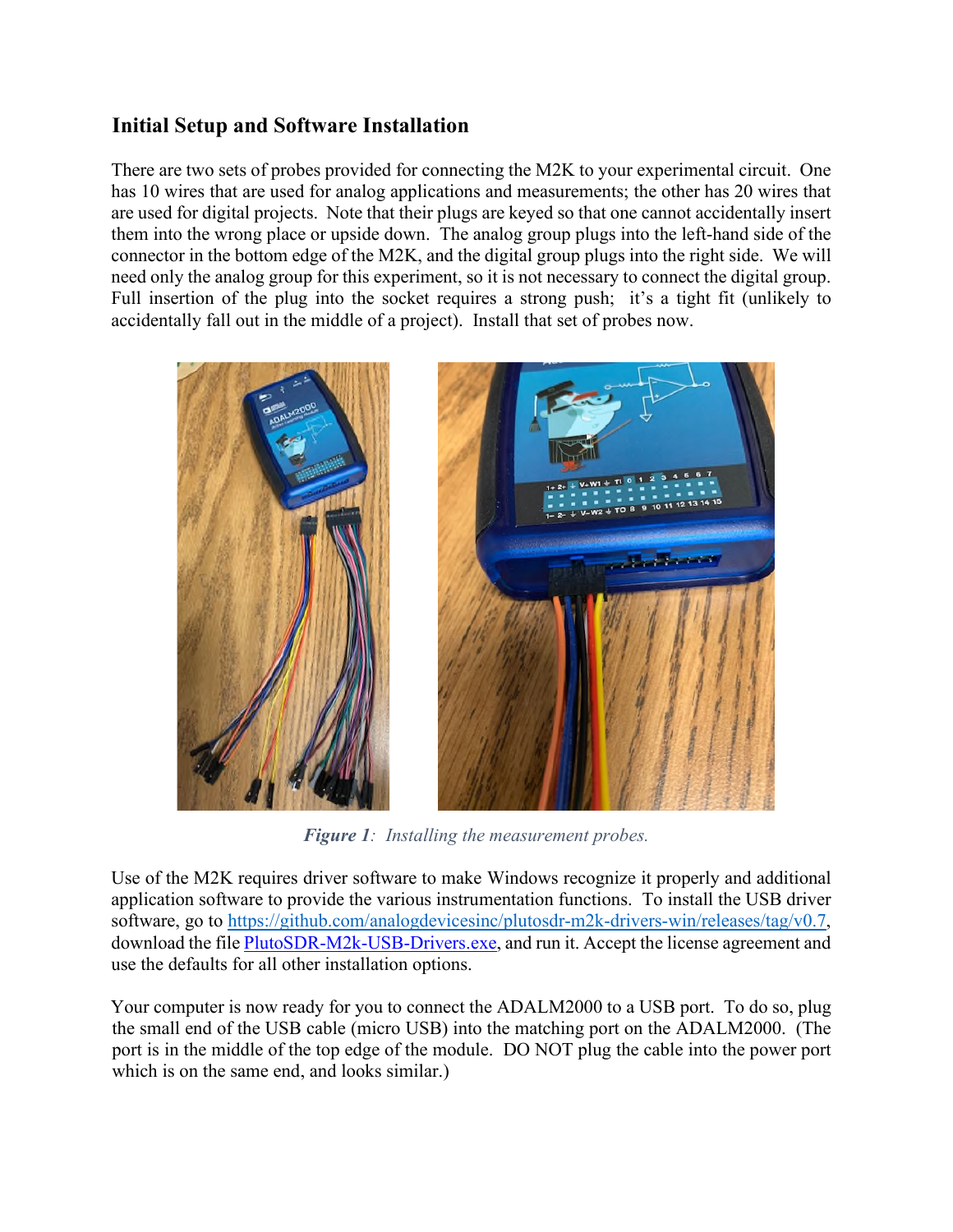## Initial Setup and Software Installation

There are two sets of probes provided for connecting the M2K to your experimental circuit. One has 10 wires that are used for analog applications and measurements; the other has 20 wires that are used for digital projects. Note that their plugs are keyed so that one cannot accidentally insert them into the wrong place or upside down. The analog group plugs into the left-hand side of the connector in the bottom edge of the M2K, and the digital group plugs into the right side. We will need only the analog group for this experiment, so it is not necessary to connect the digital group. Full insertion of the plug into the socket requires a strong push; it's a tight fit (unlikely to accidentally fall out in the middle of a project). Install that set of probes now.

***Figure 1**: Installing the measurement probes.*

Use of the M2K requires driver software to make Windows recognize it properly and additional application software to provide the various instrumentation functions. To install the USB driver software, go to https://github.com/analogdevicesinc/plutosdr-m2k-drivers-win/releases/tag/v0.7, download the file PlutoSDR-M2k-USB-Drivers.exe, and run it. Accept the license agreement and use the defaults for all other installation options.

Your computer is now ready for you to connect the ADALM2000 to a USB port. To do so, plug the small end of the USB cable (micro USB) into the matching port on the ADALM2000. (The port is in the middle of the top edge of the module. DO NOT plug the cable into the power port which is on the same end, and looks similar.)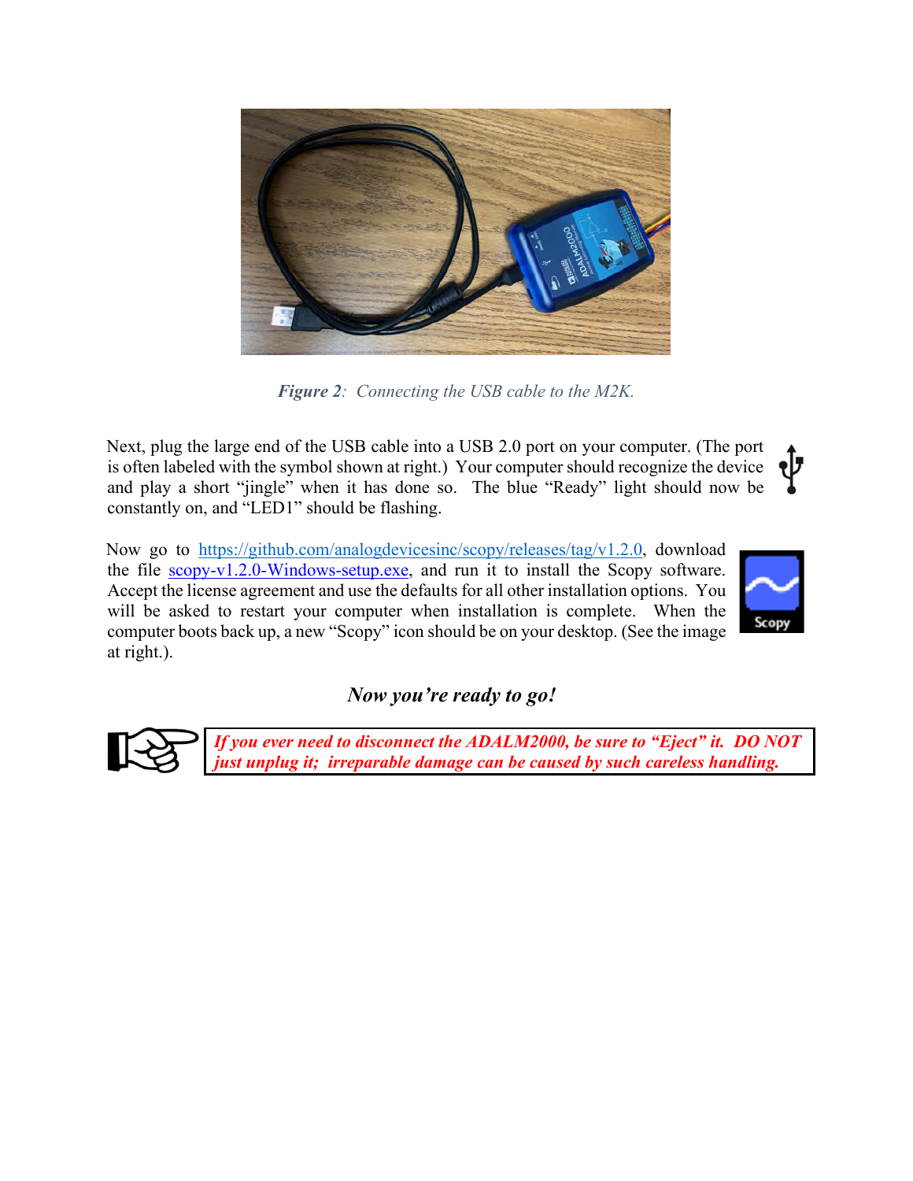*Figure 2: Connecting the USB cable to the M2K.*

Next, plug the large end of the USB cable into a USB 2.0 port on your computer. (The port is often labeled with the symbol shown at right.) Your computer should recognize the device and play a short "jingle" when it has done so. The blue "Ready" light should now be constantly on, and "LED1" should be flashing.

Now go to [https://github.com/analogdevicesinc/scopy/releases/tag/v1.2.0](https://github.com/analogdevicesinc/scopy/releases/tag/v1.2.0), download the file [scopy-v1.2.0-Windows-setup.exe](https://github.com/analogdevicesinc/scopy/releases/tag/v1.2.0), and run it to install the Scopy software. Accept the license agreement and use the defaults for all other installation options. You will be asked to restart your computer when installation is complete. When the computer boots back up, a new "Scopy" icon should be on your desktop. (See the image at right.).

***Now you're ready to go!***

> ***If you ever need to disconnect the ADALM2000, be sure to "Eject" it. DO NOT just unplug it; irreparable damage can be caused by such careless handling.***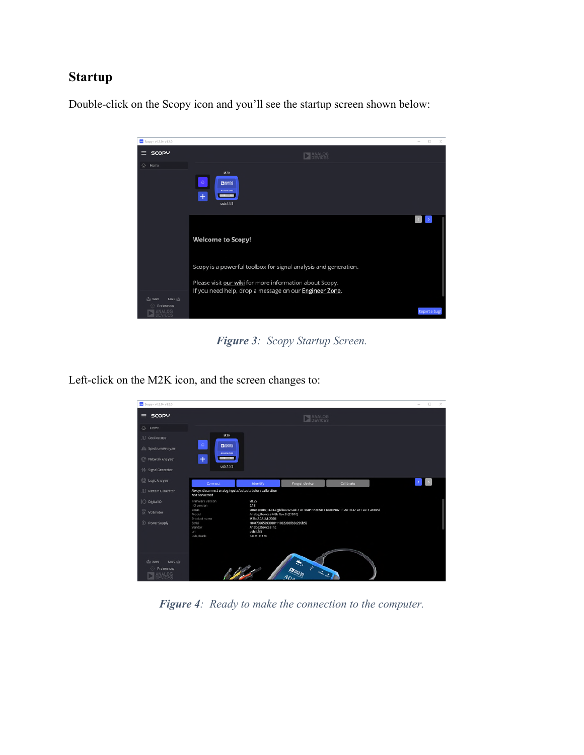## Startup

Double-click on the Scopy icon and you'll see the startup screen shown below:

***Figure 3**: Scopy Startup Screen.*

Left-click on the M2K icon, and the screen changes to:

***Figure 4**: Ready to make the connection to the computer.*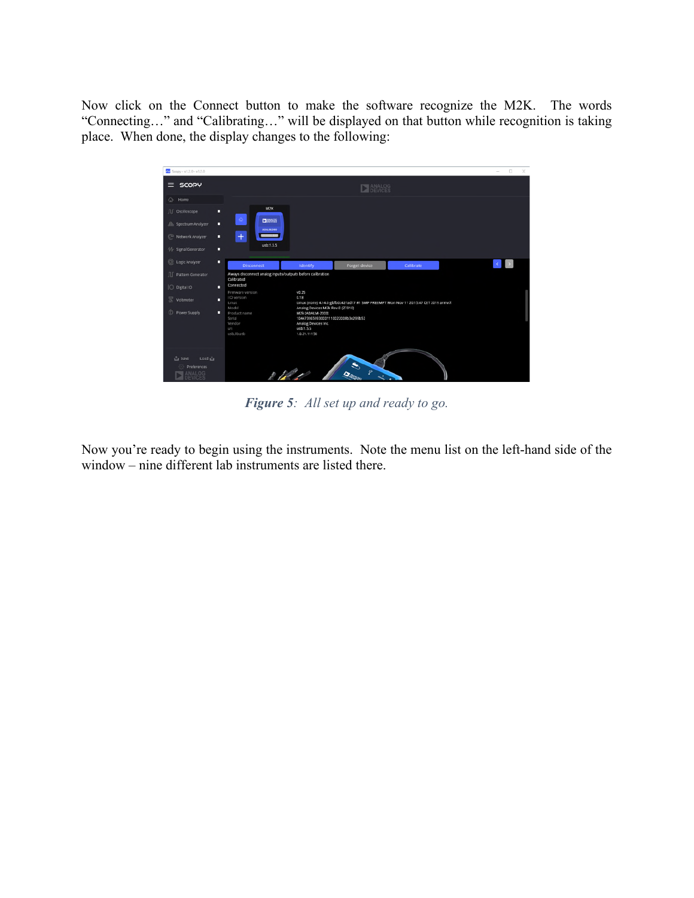Now click on the Connect button to make the software recognize the M2K. The words "Connecting…" and "Calibrating…" will be displayed on that button while recognition is taking place. When done, the display changes to the following:

***Figure 5**: All set up and ready to go.*

Now you're ready to begin using the instruments. Note the menu list on the left-hand side of the window – nine different lab instruments are listed there.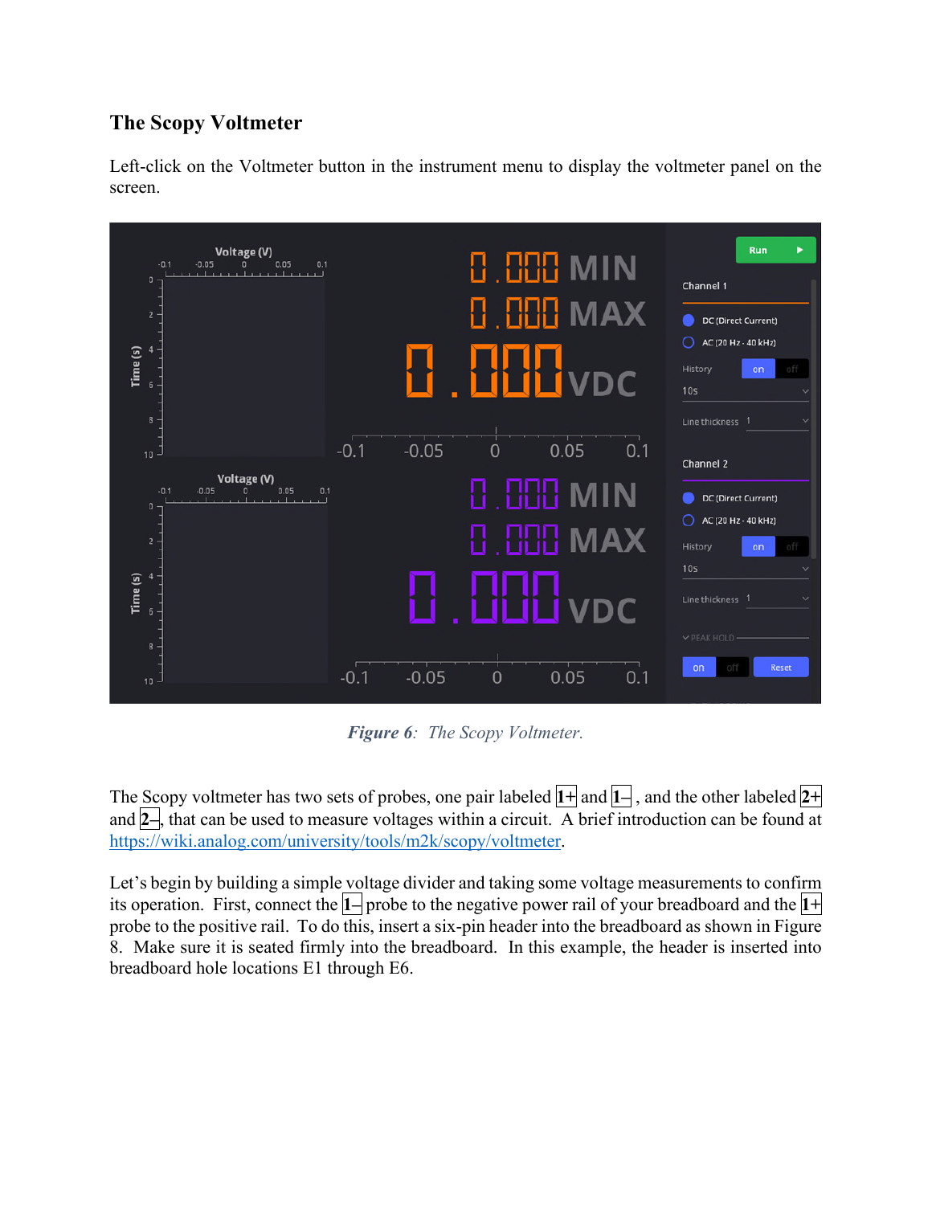## The Scopy Voltmeter

Left-click on the Voltmeter button in the instrument menu to display the voltmeter panel on the screen.

*Figure 6: The Scopy Voltmeter.*

The Scopy voltmeter has two sets of probes, one pair labeled 1+ and 1–, and the other labeled 2+ and 2–, that can be used to measure voltages within a circuit. A brief introduction can be found at https://wiki.analog.com/university/tools/m2k/scopy/voltmeter.

Let's begin by building a simple voltage divider and taking some voltage measurements to confirm its operation. First, connect the 1– probe to the negative power rail of your breadboard and the 1+ probe to the positive rail. To do this, insert a six-pin header into the breadboard as shown in Figure 8. Make sure it is seated firmly into the breadboard. In this example, the header is inserted into breadboard hole locations E1 through E6.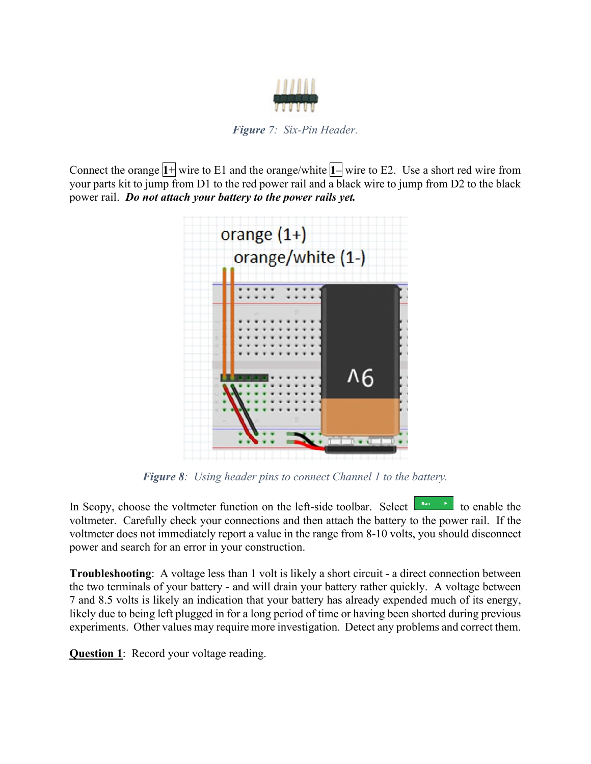*Figure 7*: *Six-Pin Header.*

Connect the orange **1+** wire to E1 and the orange/white **1–** wire to E2. Use a short red wire from your parts kit to jump from D1 to the red power rail and a black wire to jump from D2 to the black power rail. ***Do not attach your battery to the power rails yet.***

*Figure 8*: *Using header pins to connect Channel 1 to the battery.*

In Scopy, choose the voltmeter function on the left-side toolbar. Select Run to enable the voltmeter. Carefully check your connections and then attach the battery to the power rail. If the voltmeter does not immediately report a value in the range from 8-10 volts, you should disconnect power and search for an error in your construction.

**Troubleshooting**: A voltage less than 1 volt is likely a short circuit - a direct connection between the two terminals of your battery - and will drain your battery rather quickly. A voltage between 7 and 8.5 volts is likely an indication that your battery has already expended much of its energy, likely due to being left plugged in for a long period of time or having been shorted during previous experiments. Other values may require more investigation. Detect any problems and correct them.

**Question 1**: Record your voltage reading.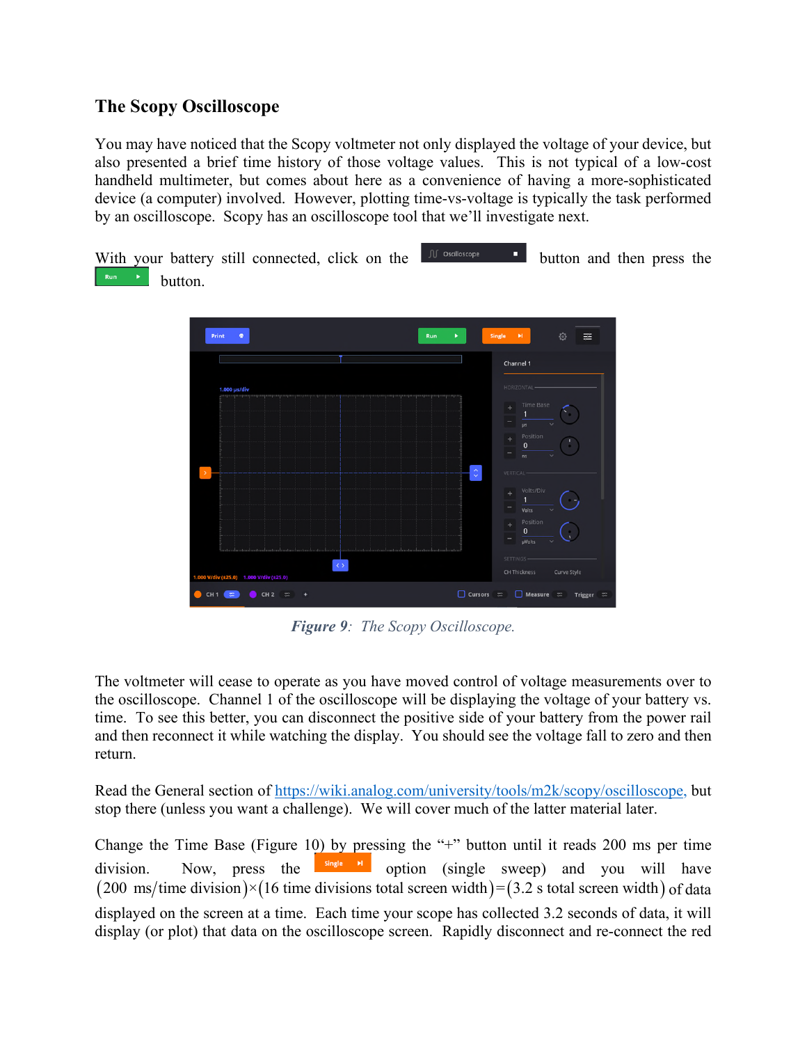## The Scopy Oscilloscope

You may have noticed that the Scopy voltmeter not only displayed the voltage of your device, but also presented a brief time history of those voltage values. This is not typical of a low-cost handheld multimeter, but comes about here as a convenience of having a more-sophisticated device (a computer) involved. However, plotting time-vs-voltage is typically the task performed by an oscilloscope. Scopy has an oscilloscope tool that we'll investigate next.

With your battery still connected, click on the Oscilloscope button and then press the Run button.

*Figure 9: The Scopy Oscilloscope.*

The voltmeter will cease to operate as you have moved control of voltage measurements over to the oscilloscope. Channel 1 of the oscilloscope will be displaying the voltage of your battery vs. time. To see this better, you can disconnect the positive side of your battery from the power rail and then reconnect it while watching the display. You should see the voltage fall to zero and then return.

Read the General section of https://wiki.analog.com/university/tools/m2k/scopy/oscilloscope, but stop there (unless you want a challenge). We will cover much of the latter material later.

Change the Time Base (Figure 10) by pressing the "+" button until it reads 200 ms per time division. Now, press the Single option (single sweep) and you will have $(200 \text{ ms/time division}) \times (16 \text{ time divisions total screen width}) = (3.2 \text{ s total screen width})$ of data displayed on the screen at a time. Each time your scope has collected 3.2 seconds of data, it will display (or plot) that data on the oscilloscope screen. Rapidly disconnect and re-connect the red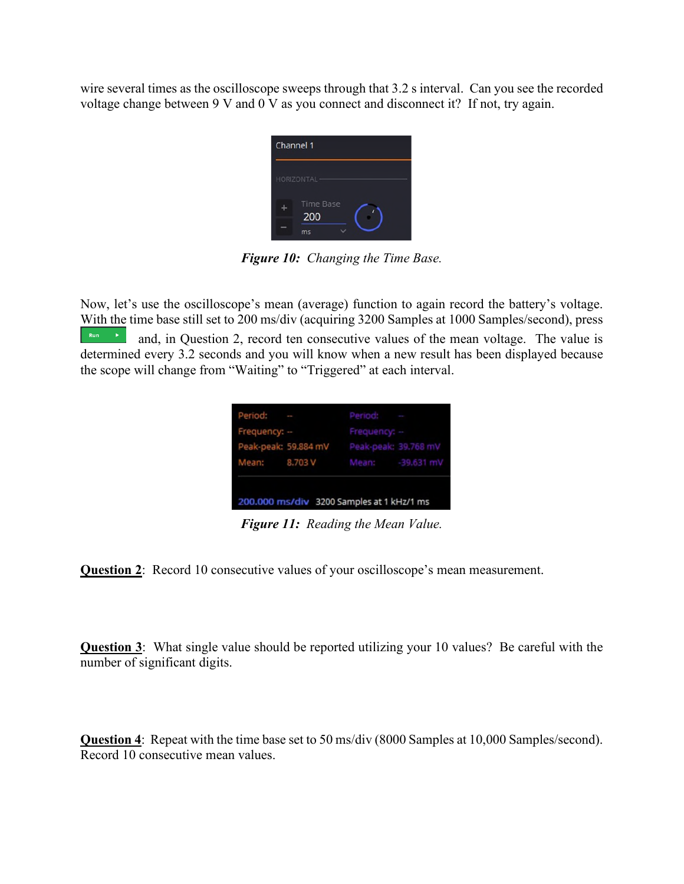wire several times as the oscilloscope sweeps through that 3.2 s interval. Can you see the recorded voltage change between 9 V and 0 V as you connect and disconnect it? If not, try again.

***Figure 10:*** *Changing the Time Base.*

Now, let's use the oscilloscope's mean (average) function to again record the battery's voltage. With the time base still set to 200 ms/div (acquiring 3200 Samples at 1000 Samples/second), press Run and, in Question 2, record ten consecutive values of the mean voltage. The value is determined every 3.2 seconds and you will know when a new result has been displayed because the scope will change from "Waiting" to "Triggered" at each interval.

***Figure 11:*** *Reading the Mean Value.*

**<u>Question 2</u>**: Record 10 consecutive values of your oscilloscope's mean measurement.

**<u>Question 3</u>**: What single value should be reported utilizing your 10 values? Be careful with the number of significant digits.

**<u>Question 4</u>**: Repeat with the time base set to 50 ms/div (8000 Samples at 10,000 Samples/second). Record 10 consecutive mean values.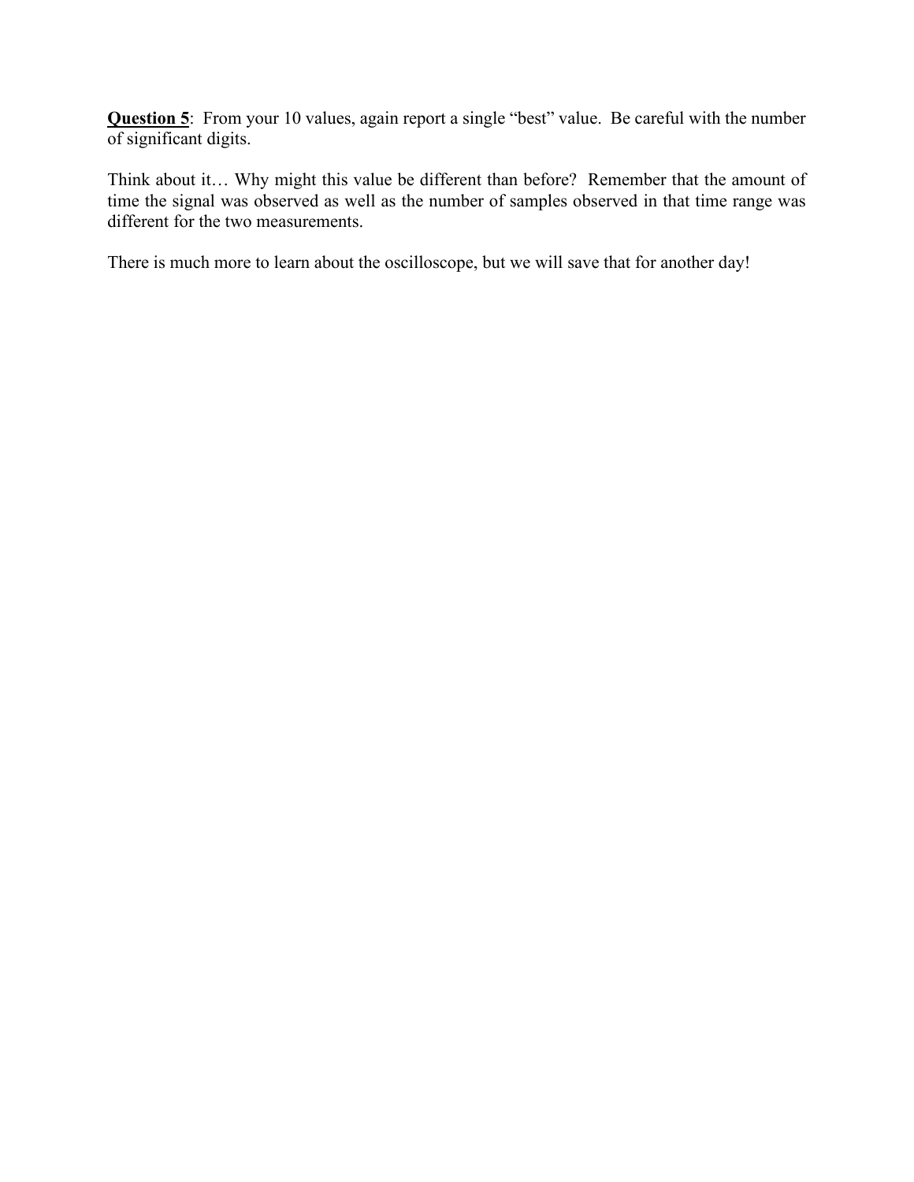**<u>Question 5</u>**: From your 10 values, again report a single "best" value. Be careful with the number of significant digits.

Think about it… Why might this value be different than before? Remember that the amount of time the signal was observed as well as the number of samples observed in that time range was different for the two measurements.

There is much more to learn about the oscilloscope, but we will save that for another day!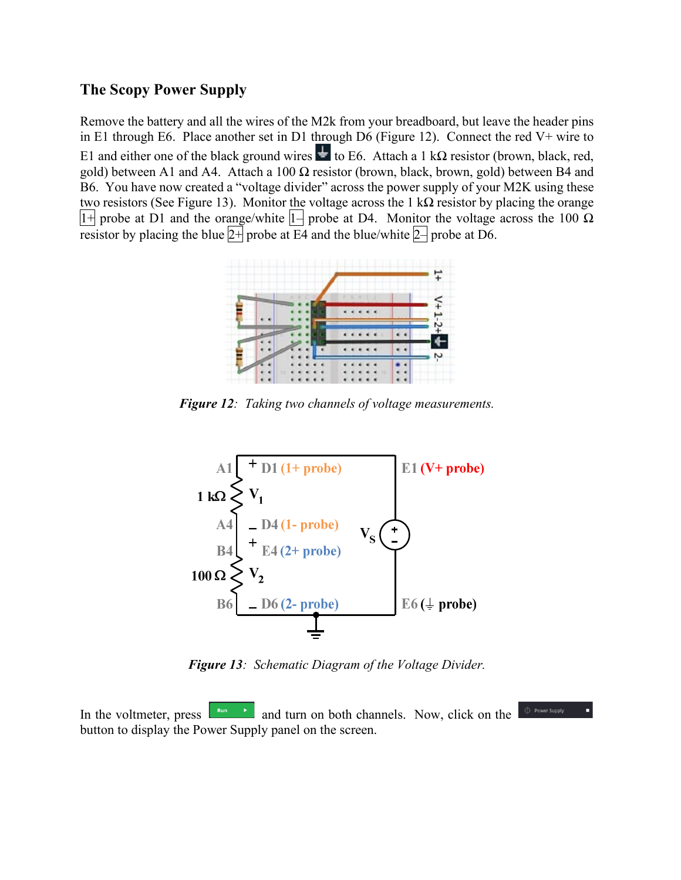## The Scopy Power Supply

Remove the battery and all the wires of the M2k from your breadboard, but leave the header pins in E1 through E6. Place another set in D1 through D6 (Figure 12). Connect the red V+ wire to E1 and either one of the black ground wires to E6. Attach a 1 kΩ resistor (brown, black, red, gold) between A1 and A4. Attach a 100 Ω resistor (brown, black, brown, gold) between B4 and B6. You have now created a "voltage divider" across the power supply of your M2K using these two resistors (See Figure 13). Monitor the voltage across the 1 kΩ resistor by placing the orange 1+ probe at D1 and the orange/white 1– probe at D4. Monitor the voltage across the 100 Ω resistor by placing the blue 2+ probe at E4 and the blue/white 2– probe at D6.

*Figure 12: Taking two channels of voltage measurements.*

*Figure 13: Schematic Diagram of the Voltage Divider.*

In the voltmeter, press Run and turn on both channels. Now, click on the Power Supply button to display the Power Supply panel on the screen.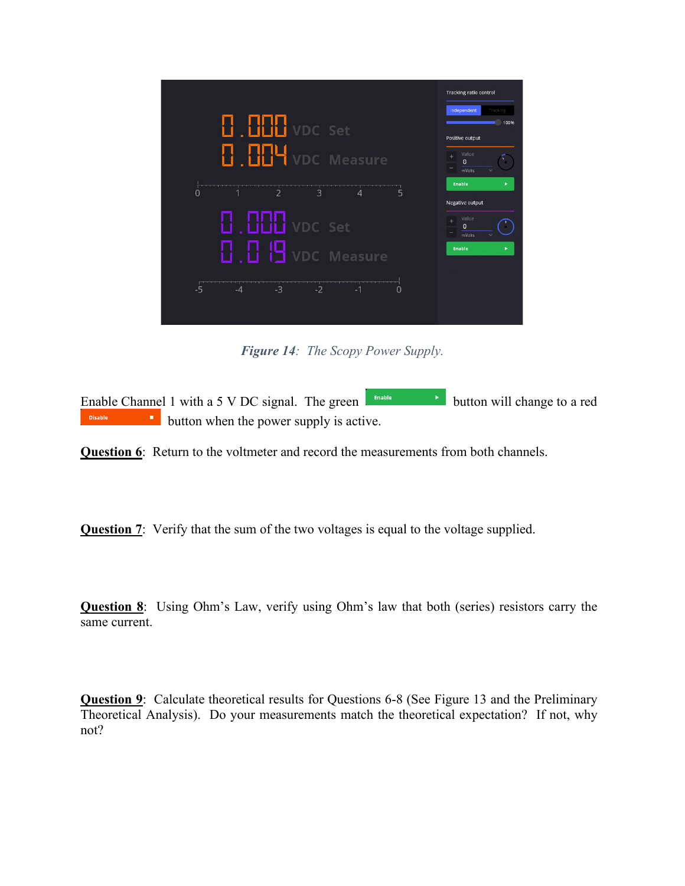*Figure 14: The Scopy Power Supply.*

Enable Channel 1 with a 5 V DC signal. The green Enable button will change to a red Disable button when the power supply is active.

**Question 6**: Return to the voltmeter and record the measurements from both channels.

**Question 7**: Verify that the sum of the two voltages is equal to the voltage supplied.

**Question 8**: Using Ohm's Law, verify using Ohm's law that both (series) resistors carry the same current.

**Question 9**: Calculate theoretical results for Questions 6-8 (See Figure 13 and the Preliminary Theoretical Analysis). Do your measurements match the theoretical expectation? If not, why not?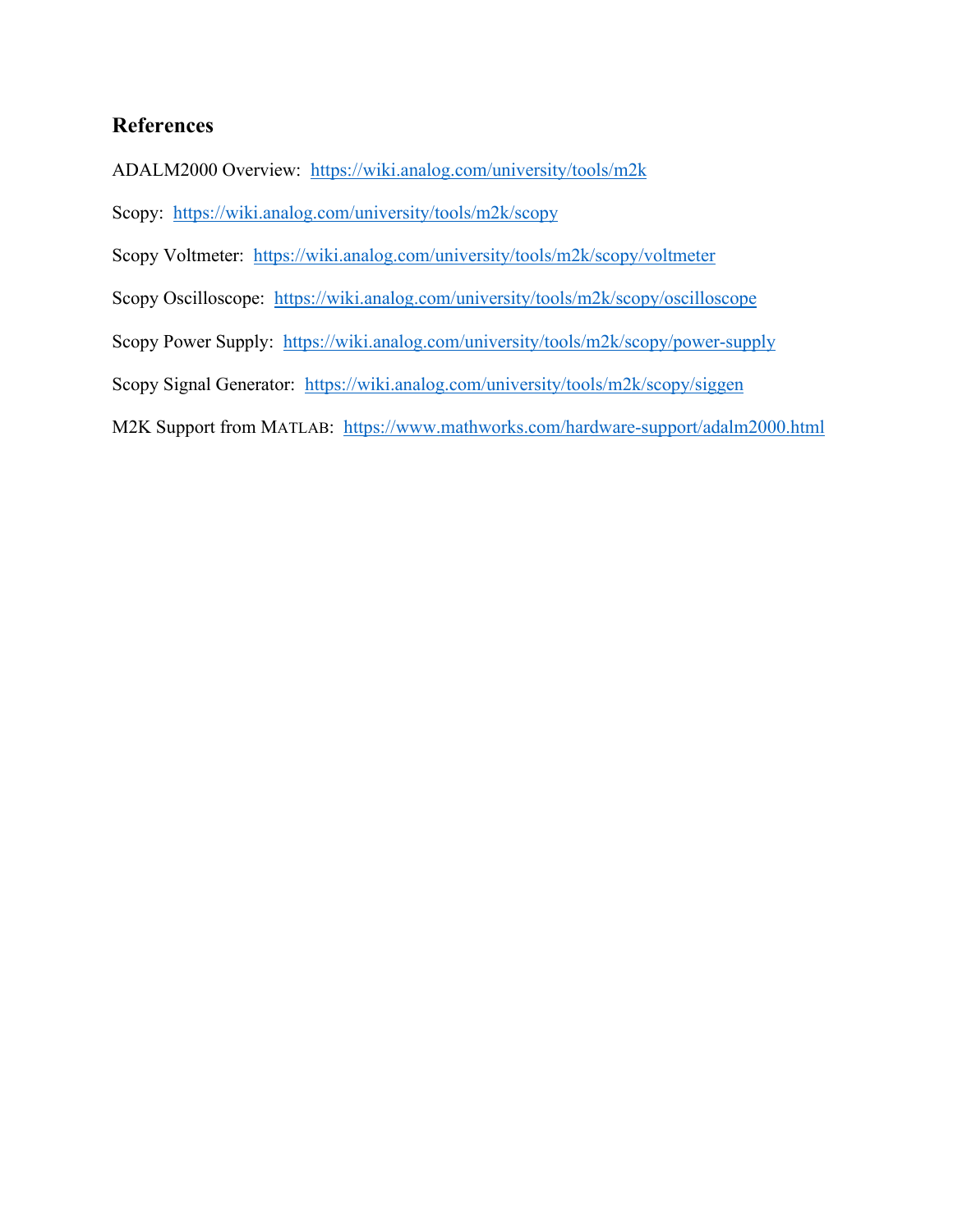## References

ADALM2000 Overview: https://wiki.analog.com/university/tools/m2k

Scopy: https://wiki.analog.com/university/tools/m2k/scopy

Scopy Voltmeter: https://wiki.analog.com/university/tools/m2k/scopy/voltmeter

Scopy Oscilloscope: https://wiki.analog.com/university/tools/m2k/scopy/oscilloscope

Scopy Power Supply: https://wiki.analog.com/university/tools/m2k/scopy/power-supply

Scopy Signal Generator: https://wiki.analog.com/university/tools/m2k/scopy/siggen

M2K Support from MATLAB: https://www.mathworks.com/hardware-support/adalm2000.html